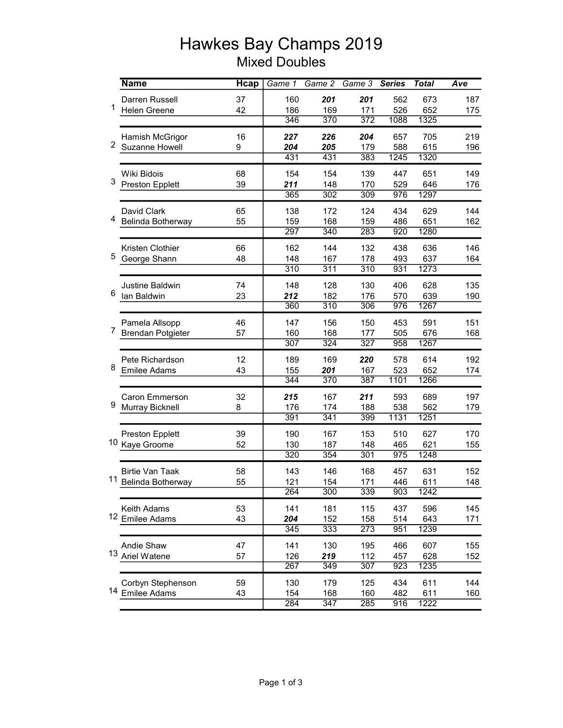# Hawkes Bay Champs 2019

## Mixed Doubles

| | Name | Hcap | Game 1 | Game 2 | Game 3 | Series | Total | Ave |
|---|---|---|---|---|---|---|---|---|
| 1 | Darren Russell | 37 | 160 | ***201*** | ***201*** | 562 | 673 | 187 |
| | Helen Greene | 42 | 186 | 169 | 171 | 526 | 652 | 175 |
| | | | 346 | 370 | 372 | 1088 | 1325 | |
| 2 | Hamish McGrigor | 16 | ***227*** | ***226*** | ***204*** | 657 | 705 | 219 |
| | Suzanne Howell | 9 | ***204*** | ***205*** | 179 | 588 | 615 | 196 |
| | | | 431 | 431 | 383 | 1245 | 1320 | |
| 3 | Wiki Bidois | 68 | 154 | 154 | 139 | 447 | 651 | 149 |
| | Preston Epplett | 39 | ***211*** | 148 | 170 | 529 | 646 | 176 |
| | | | 365 | 302 | 309 | 976 | 1297 | |
| 4 | David Clark | 65 | 138 | 172 | 124 | 434 | 629 | 144 |
| | Belinda Botherway | 55 | 159 | 168 | 159 | 486 | 651 | 162 |
| | | | 297 | 340 | 283 | 920 | 1280 | |
| 5 | Kristen Clothier | 66 | 162 | 144 | 132 | 438 | 636 | 146 |
| | George Shann | 48 | 148 | 167 | 178 | 493 | 637 | 164 |
| | | | 310 | 311 | 310 | 931 | 1273 | |
| 6 | Justine Baldwin | 74 | 148 | 128 | 130 | 406 | 628 | 135 |
| | Ian Baldwin | 23 | ***212*** | 182 | 176 | 570 | 639 | 190 |
| | | | 360 | 310 | 306 | 976 | 1267 | |
| 7 | Pamela Allsopp | 46 | 147 | 156 | 150 | 453 | 591 | 151 |
| | Brendan Potgieter | 57 | 160 | 168 | 177 | 505 | 676 | 168 |
| | | | 307 | 324 | 327 | 958 | 1267 | |
| 8 | Pete Richardson | 12 | 189 | 169 | ***220*** | 578 | 614 | 192 |
| | Emilee Adams | 43 | 155 | ***201*** | 167 | 523 | 652 | 174 |
| | | | 344 | 370 | 387 | 1101 | 1266 | |
| 9 | Caron Emmerson | 32 | ***215*** | 167 | ***211*** | 593 | 689 | 197 |
| | Murray Bicknell | 8 | 176 | 174 | 188 | 538 | 562 | 179 |
| | | | 391 | 341 | 399 | 1131 | 1251 | |
| 10 | Preston Epplett | 39 | 190 | 167 | 153 | 510 | 627 | 170 |
| | Kaye Groome | 52 | 130 | 187 | 148 | 465 | 621 | 155 |
| | | | 320 | 354 | 301 | 975 | 1248 | |
| 11 | Birtie Van Taak | 58 | 143 | 146 | 168 | 457 | 631 | 152 |
| | Belinda Botherway | 55 | 121 | 154 | 171 | 446 | 611 | 148 |
| | | | 264 | 300 | 339 | 903 | 1242 | |
| 12 | Keith Adams | 53 | 141 | 181 | 115 | 437 | 596 | 145 |
| | Emilee Adams | 43 | ***204*** | 152 | 158 | 514 | 643 | 171 |
| | | | 345 | 333 | 273 | 951 | 1239 | |
| 13 | Andie Shaw | 47 | 141 | 130 | 195 | 466 | 607 | 155 |
| | Ariel Watene | 57 | 126 | ***219*** | 112 | 457 | 628 | 152 |
| | | | 267 | 349 | 307 | 923 | 1235 | |
| 14 | Corbyn Stephenson | 59 | 130 | 179 | 125 | 434 | 611 | 144 |
| | Emilee Adams | 43 | 154 | 168 | 160 | 482 | 611 | 160 |
| | | | 284 | 347 | 285 | 916 | 1222 | |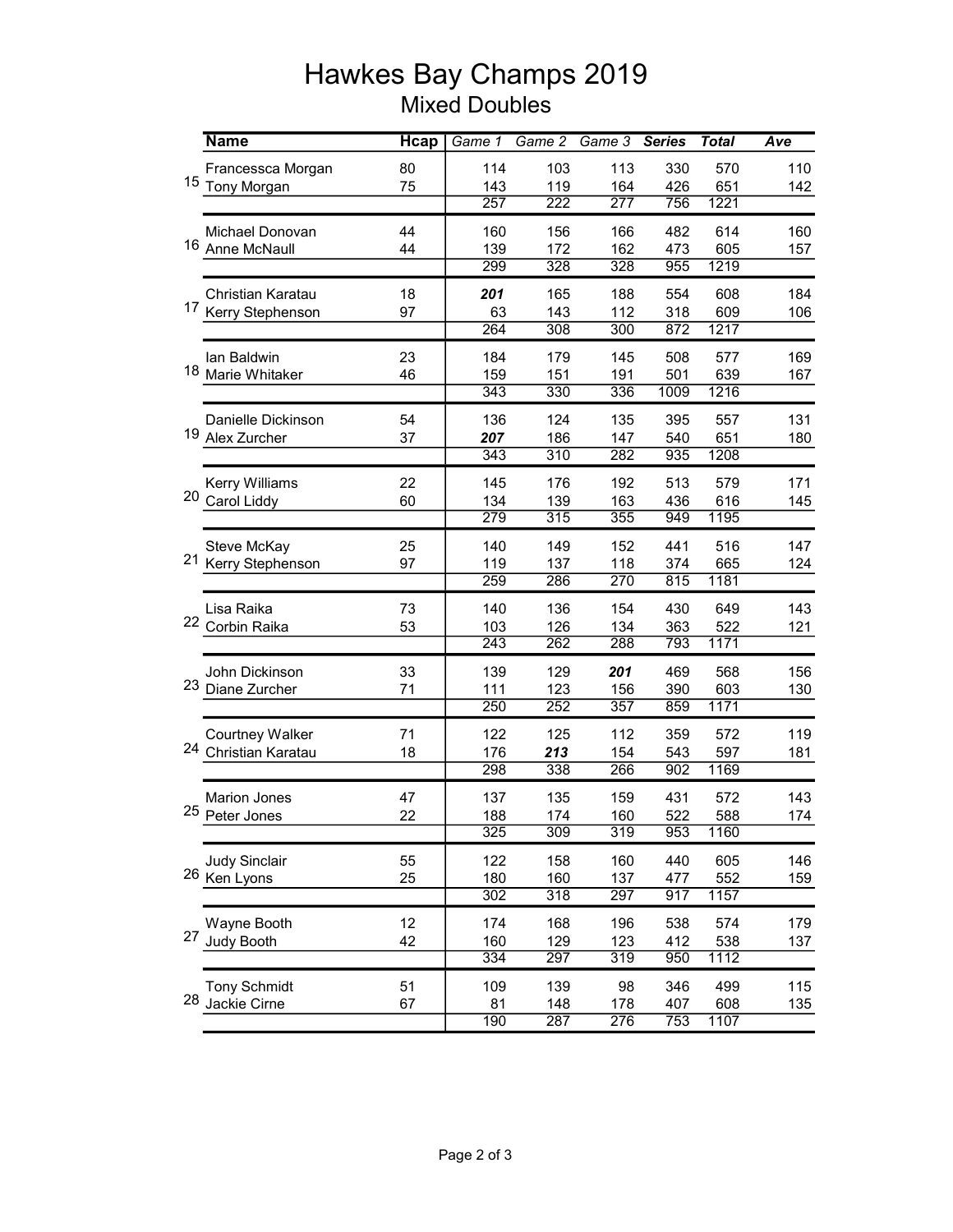# Hawkes Bay Champs 2019

## Mixed Doubles

| | Name | Hcap | Game 1 | Game 2 | Game 3 | Series | Total | Ave |
|---|---|---|---|---|---|---|---|---|
| 15 | Francessca Morgan | 80 | 114 | 103 | 113 | 330 | 570 | 110 |
| | Tony Morgan | 75 | 143 | 119 | 164 | 426 | 651 | 142 |
| | | | 257 | 222 | 277 | 756 | 1221 | |
| 16 | Michael Donovan | 44 | 160 | 156 | 166 | 482 | 614 | 160 |
| | Anne McNaull | 44 | 139 | 172 | 162 | 473 | 605 | 157 |
| | | | 299 | 328 | 328 | 955 | 1219 | |
| 17 | Christian Karatau | 18 | ***201*** | 165 | 188 | 554 | 608 | 184 |
| | Kerry Stephenson | 97 | 63 | 143 | 112 | 318 | 609 | 106 |
| | | | 264 | 308 | 300 | 872 | 1217 | |
| 18 | Ian Baldwin | 23 | 184 | 179 | 145 | 508 | 577 | 169 |
| | Marie Whitaker | 46 | 159 | 151 | 191 | 501 | 639 | 167 |
| | | | 343 | 330 | 336 | 1009 | 1216 | |
| 19 | Danielle Dickinson | 54 | 136 | 124 | 135 | 395 | 557 | 131 |
| | Alex Zurcher | 37 | ***207*** | 186 | 147 | 540 | 651 | 180 |
| | | | 343 | 310 | 282 | 935 | 1208 | |
| 20 | Kerry Williams | 22 | 145 | 176 | 192 | 513 | 579 | 171 |
| | Carol Liddy | 60 | 134 | 139 | 163 | 436 | 616 | 145 |
| | | | 279 | 315 | 355 | 949 | 1195 | |
| 21 | Steve McKay | 25 | 140 | 149 | 152 | 441 | 516 | 147 |
| | Kerry Stephenson | 97 | 119 | 137 | 118 | 374 | 665 | 124 |
| | | | 259 | 286 | 270 | 815 | 1181 | |
| 22 | Lisa Raika | 73 | 140 | 136 | 154 | 430 | 649 | 143 |
| | Corbin Raika | 53 | 103 | 126 | 134 | 363 | 522 | 121 |
| | | | 243 | 262 | 288 | 793 | 1171 | |
| 23 | John Dickinson | 33 | 139 | 129 | ***201*** | 469 | 568 | 156 |
| | Diane Zurcher | 71 | 111 | 123 | 156 | 390 | 603 | 130 |
| | | | 250 | 252 | 357 | 859 | 1171 | |
| 24 | Courtney Walker | 71 | 122 | 125 | 112 | 359 | 572 | 119 |
| | Christian Karatau | 18 | 176 | ***213*** | 154 | 543 | 597 | 181 |
| | | | 298 | 338 | 266 | 902 | 1169 | |
| 25 | Marion Jones | 47 | 137 | 135 | 159 | 431 | 572 | 143 |
| | Peter Jones | 22 | 188 | 174 | 160 | 522 | 588 | 174 |
| | | | 325 | 309 | 319 | 953 | 1160 | |
| 26 | Judy Sinclair | 55 | 122 | 158 | 160 | 440 | 605 | 146 |
| | Ken Lyons | 25 | 180 | 160 | 137 | 477 | 552 | 159 |
| | | | 302 | 318 | 297 | 917 | 1157 | |
| 27 | Wayne Booth | 12 | 174 | 168 | 196 | 538 | 574 | 179 |
| | Judy Booth | 42 | 160 | 129 | 123 | 412 | 538 | 137 |
| | | | 334 | 297 | 319 | 950 | 1112 | |
| 28 | Tony Schmidt | 51 | 109 | 139 | 98 | 346 | 499 | 115 |
| | Jackie Cirne | 67 | 81 | 148 | 178 | 407 | 608 | 135 |
| | | | 190 | 287 | 276 | 753 | 1107 | |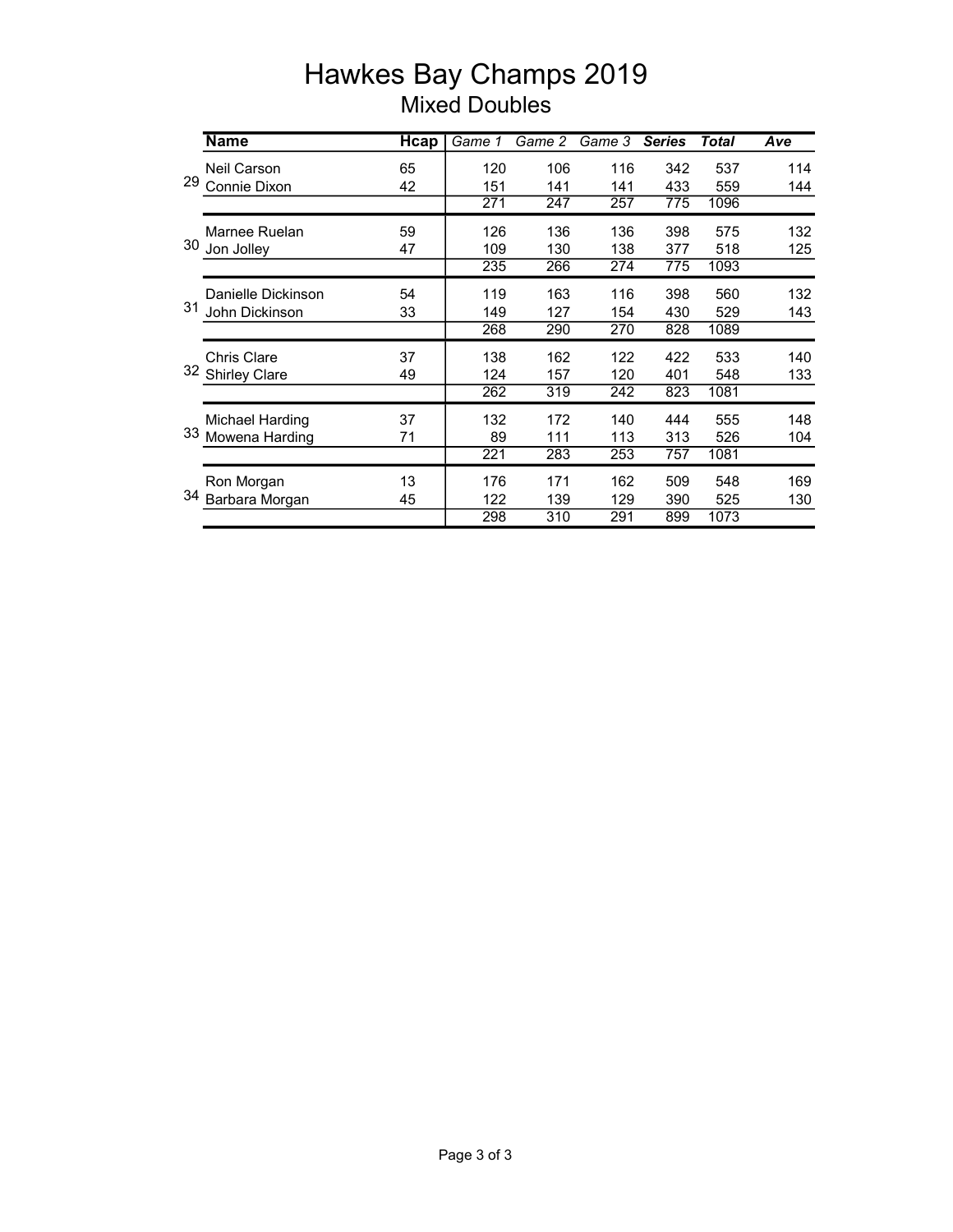# Hawkes Bay Champs 2019

## Mixed Doubles

| | Name | Hcap | Game 1 | Game 2 | Game 3 | Series | Total | Ave |
|---|---|---|---|---|---|---|---|---|
| 29 | Neil Carson | 65 | 120 | 106 | 116 | 342 | 537 | 114 |
| | Connie Dixon | 42 | 151 | 141 | 141 | 433 | 559 | 144 |
| | | | 271 | 247 | 257 | 775 | 1096 | |
| 30 | Marnee Ruelan | 59 | 126 | 136 | 136 | 398 | 575 | 132 |
| | Jon Jolley | 47 | 109 | 130 | 138 | 377 | 518 | 125 |
| | | | 235 | 266 | 274 | 775 | 1093 | |
| 31 | Danielle Dickinson | 54 | 119 | 163 | 116 | 398 | 560 | 132 |
| | John Dickinson | 33 | 149 | 127 | 154 | 430 | 529 | 143 |
| | | | 268 | 290 | 270 | 828 | 1089 | |
| 32 | Chris Clare | 37 | 138 | 162 | 122 | 422 | 533 | 140 |
| | Shirley Clare | 49 | 124 | 157 | 120 | 401 | 548 | 133 |
| | | | 262 | 319 | 242 | 823 | 1081 | |
| 33 | Michael Harding | 37 | 132 | 172 | 140 | 444 | 555 | 148 |
| | Mowena Harding | 71 | 89 | 111 | 113 | 313 | 526 | 104 |
| | | | 221 | 283 | 253 | 757 | 1081 | |
| 34 | Ron Morgan | 13 | 176 | 171 | 162 | 509 | 548 | 169 |
| | Barbara Morgan | 45 | 122 | 139 | 129 | 390 | 525 | 130 |
| | | | 298 | 310 | 291 | 899 | 1073 | |